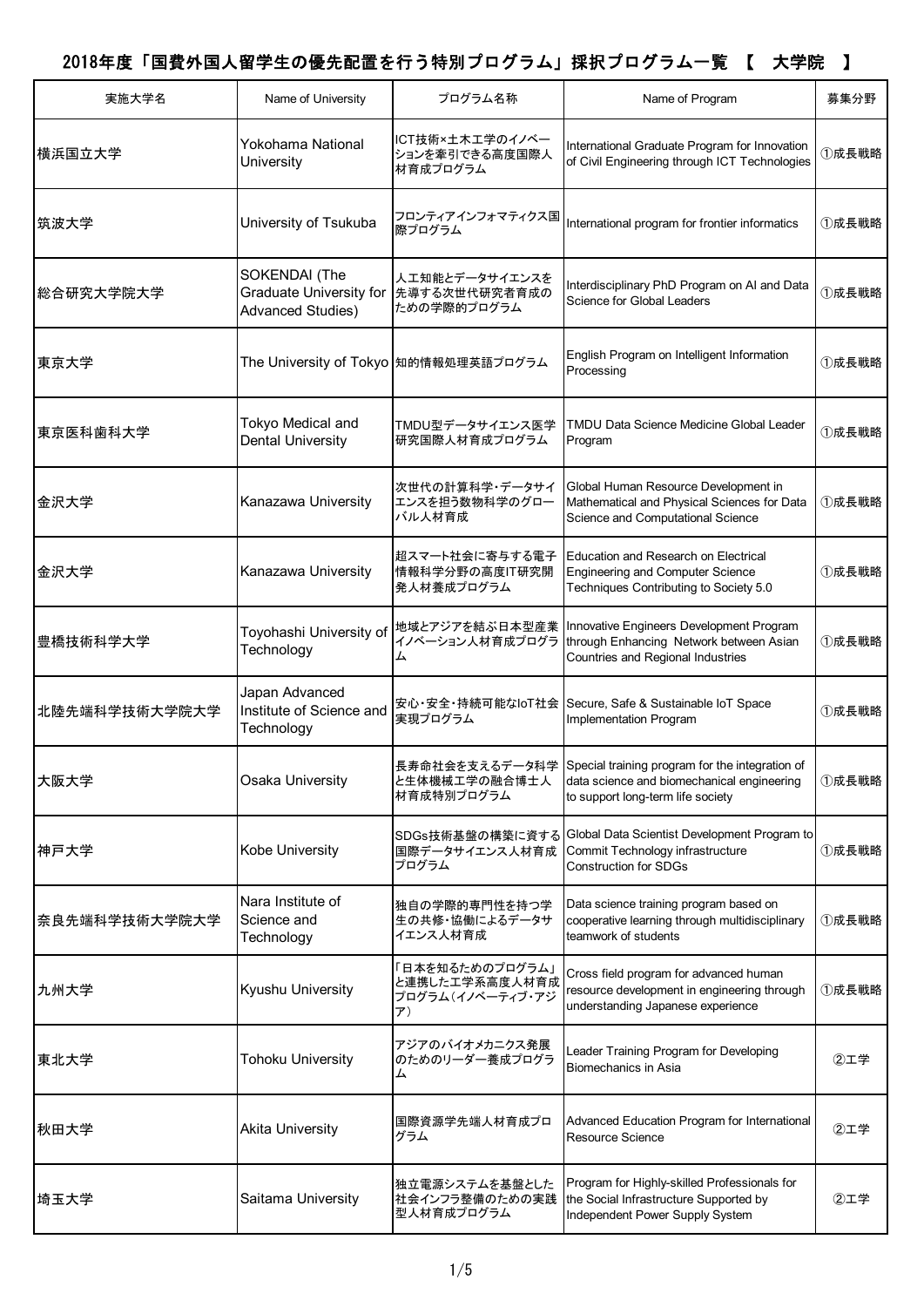# 2018年度「国費外国人留学生の優先配置を行う特別プログラム」採択プログラム一覧 【 大学院 】

| 実施大学名 | Name of University | プログラム名称 | Name of Program | 募集分野 |
|---|---|---|---|---|
| 横浜国立大学 | Yokohama National University | ICT技術×土木工学のイノベーションを牽引できる高度国際人材育成プログラム | International Graduate Program for Innovation of Civil Engineering through ICT Technologies | ①成長戦略 |
| 筑波大学 | University of Tsukuba | フロンティアインフォマティクス国際プログラム | International program for frontier informatics | ①成長戦略 |
| 総合研究大学院大学 | SOKENDAI (The Graduate University for Advanced Studies) | 人工知能とデータサイエンスを先導する次世代研究者育成のための学際的プログラム | Interdisciplinary PhD Program on AI and Data Science for Global Leaders | ①成長戦略 |
| 東京大学 | The University of Tokyo | 知的情報処理英語プログラム | English Program on Intelligent Information Processing | ①成長戦略 |
| 東京医科歯科大学 | Tokyo Medical and Dental University | TMDU型データサイエンス医学研究国際人材育成プログラム | TMDU Data Science Medicine Global Leader Program | ①成長戦略 |
| 金沢大学 | Kanazawa University | 次世代の計算科学・データサイエンスを担う数物科学のグローバル人材育成 | Global Human Resource Development in Mathematical and Physical Sciences for Data Science and Computational Science | ①成長戦略 |
| 金沢大学 | Kanazawa University | 超スマート社会に寄与する電子情報科学分野の高度IT研究開発人材養成プログラム | Education and Research on Electrical Engineering and Computer Science Techniques Contributing to Society 5.0 | ①成長戦略 |
| 豊橋技術科学大学 | Toyohashi University of Technology | 地域とアジアを結ぶ日本型産業イノベーション人材育成プログラム | Innovative Engineers Development Program through Enhancing Network between Asian Countries and Regional Industries | ①成長戦略 |
| 北陸先端科学技術大学院大学 | Japan Advanced Institute of Science and Technology | 安心・安全・持続可能なIoT社会実現プログラム | Secure, Safe & Sustainable IoT Space Implementation Program | ①成長戦略 |
| 大阪大学 | Osaka University | 長寿命社会を支えるデータ科学と生体機械工学の融合博士人材育成特別プログラム | Special training program for the integration of data science and biomechanical engineering to support long-term life society | ①成長戦略 |
| 神戸大学 | Kobe University | SDGs技術基盤の構築に資する国際データサイエンス人材育成プログラム | Global Data Scientist Development Program to Commit Technology infrastructure Construction for SDGs | ①成長戦略 |
| 奈良先端科学技術大学院大学 | Nara Institute of Science and Technology | 独自の学際的専門性を持つ学生の共修・協働によるデータサイエンス人材育成 | Data science training program based on cooperative learning through multidisciplinary teamwork of students | ①成長戦略 |
| 九州大学 | Kyushu University | 「日本を知るためのプログラム」と連携した工学系高度人材育成プログラム（イノベーティブ・アジア） | Cross field program for advanced human resource development in engineering through understanding Japanese experience | ①成長戦略 |
| 東北大学 | Tohoku University | アジアのバイオメカニクス発展のためのリーダー養成プログラム | Leader Training Program for Developing Biomechanics in Asia | ②工学 |
| 秋田大学 | Akita University | 国際資源学先端人材育成プログラム | Advanced Education Program for International Resource Science | ②工学 |
| 埼玉大学 | Saitama University | 独立電源システムを基盤とした社会インフラ整備のための実践型人材育成プログラム | Program for Highly-skilled Professionals for the Social Infrastructure Supported by Independent Power Supply System | ②工学 |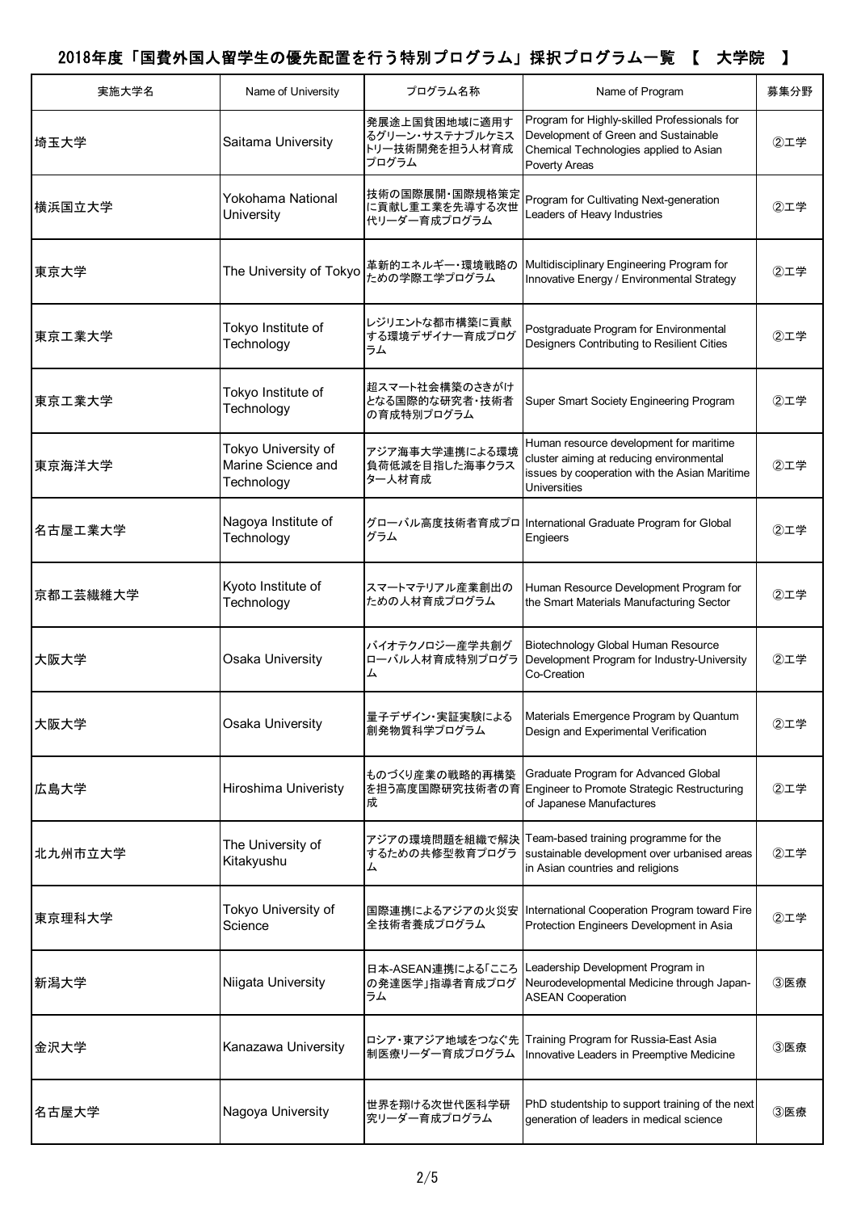# 2018年度「国費外国人留学生の優先配置を行う特別プログラム」採択プログラム一覧 【 大学院 】

| 実施大学名 | Name of University | プログラム名称 | Name of Program | 募集分野 |
|---|---|---|---|---|
| 埼玉大学 | Saitama University | 発展途上国貧困地域に適用するグリーン・サステナブルケミストリー技術開発を担う人材育成プログラム | Program for Highly-skilled Professionals for Development of Green and Sustainable Chemical Technologies applied to Asian Poverty Areas | ②工学 |
| 横浜国立大学 | Yokohama National University | 技術の国際展開・国際規格策定に貢献し重工業を先導する次世代リーダー育成プログラム | Program for Cultivating Next-generation Leaders of Heavy Industries | ②工学 |
| 東京大学 | The University of Tokyo | 革新的エネルギー・環境戦略のための学際工学プログラム | Multidisciplinary Engineering Program for Innovative Energy / Environmental Strategy | ②工学 |
| 東京工業大学 | Tokyo Institute of Technology | レジリエントな都市構築に貢献する環境デザイナー育成プログラム | Postgraduate Program for Environmental Designers Contributing to Resilient Cities | ②工学 |
| 東京工業大学 | Tokyo Institute of Technology | 超スマート社会構築のさきがけとなる国際的な研究者・技術者の育成特別プログラム | Super Smart Society Engineering Program | ②工学 |
| 東京海洋大学 | Tokyo University of Marine Science and Technology | アジア海事大学連携による環境負荷低減を目指した海事クラスター人材育成 | Human resource development for maritime cluster aiming at reducing environmental issues by cooperation with the Asian Maritime Universities | ②工学 |
| 名古屋工業大学 | Nagoya Institute of Technology | グローバル高度技術者育成プログラム | International Graduate Program for Global Engieers | ②工学 |
| 京都工芸繊維大学 | Kyoto Institute of Technology | スマートマテリアル産業創出のための人材育成プログラム | Human Resource Development Program for the Smart Materials Manufacturing Sector | ②工学 |
| 大阪大学 | Osaka University | バイオテクノロジー産学共創グローバル人材育成特別プログラム | Biotechnology Global Human Resource Development Program for Industry-University Co-Creation | ②工学 |
| 大阪大学 | Osaka University | 量子デザイン・実証実験による創発物質科学プログラム | Materials Emergence Program by Quantum Design and Experimental Verification | ②工学 |
| 広島大学 | Hiroshima Univeristy | ものづくり産業の戦略的再構築を担う高度国際研究技術者の育成 | Graduate Program for Advanced Global Engineer to Promote Strategic Restructuring of Japanese Manufactures | ②工学 |
| 北九州市立大学 | The University of Kitakyushu | アジアの環境問題を組織で解決するための共修型教育プログラム | Team-based training programme for the sustainable development over urbanised areas in Asian countries and religions | ②工学 |
| 東京理科大学 | Tokyo University of Science | 国際連携によるアジアの火災安全技術者養成プログラム | International Cooperation Program toward Fire Protection Engineers Development in Asia | ②工学 |
| 新潟大学 | Niigata University | 日本-ASEAN連携による「こころの発達医学」指導者育成プログラム | Leadership Development Program in Neurodevelopmental Medicine through Japan-ASEAN Cooperation | ③医療 |
| 金沢大学 | Kanazawa University | ロシア・東アジア地域をつなぐ先制医療リーダー育成プログラム | Training Program for Russia-East Asia Innovative Leaders in Preemptive Medicine | ③医療 |
| 名古屋大学 | Nagoya University | 世界を翔ける次世代医科学研究リーダー育成プログラム | PhD studentship to support training of the next generation of leaders in medical science | ③医療 |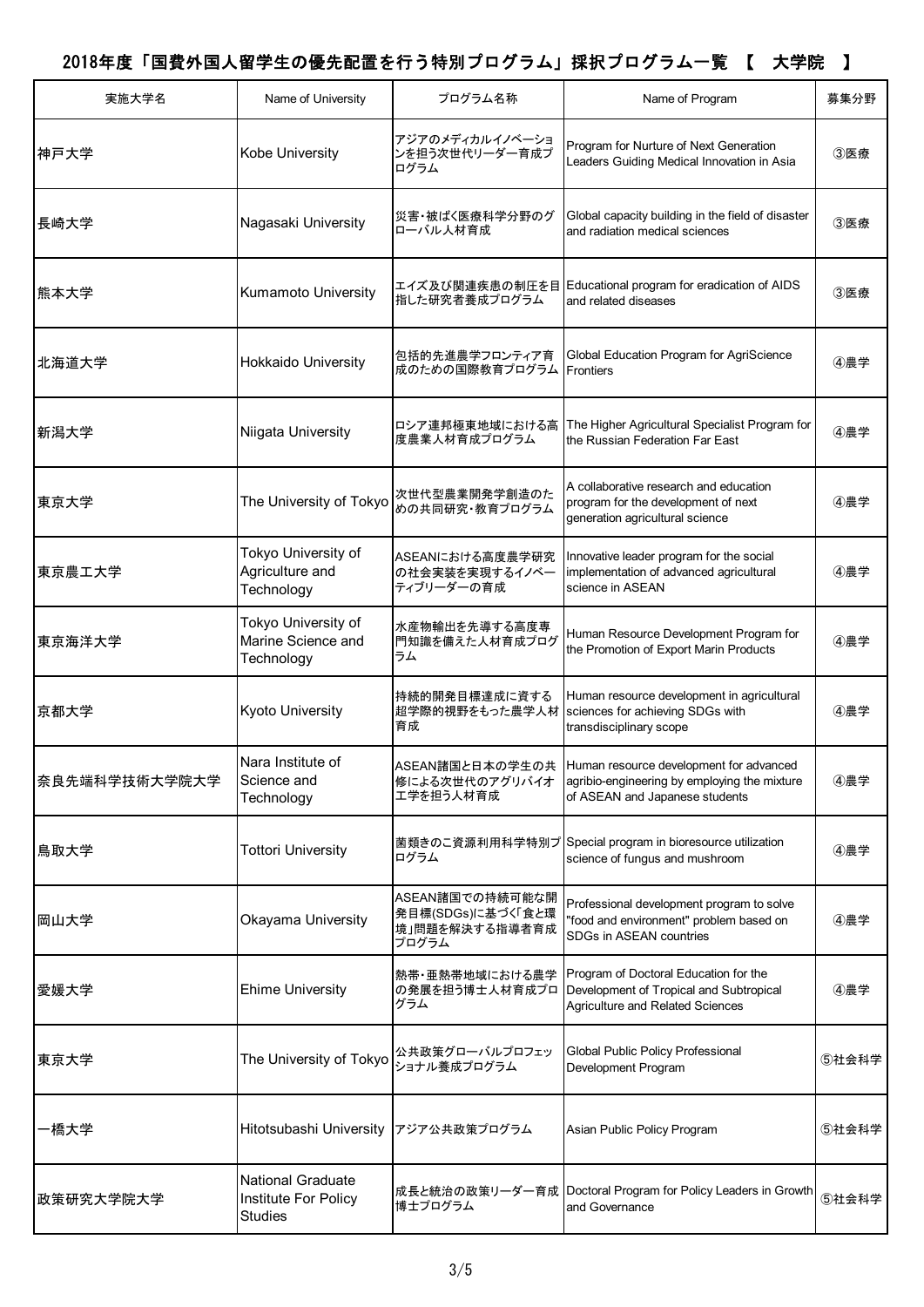# 2018年度「国費外国人留学生の優先配置を行う特別プログラム」採択プログラム一覧 【 大学院 】

| 実施大学名 | Name of University | プログラム名称 | Name of Program | 募集分野 |
|---|---|---|---|---|
| 神戸大学 | Kobe University | アジアのメディカルイノベーションを担う次世代リーダー育成プログラム | Program for Nurture of Next Generation Leaders Guiding Medical Innovation in Asia | ③医療 |
| 長崎大学 | Nagasaki University | 災害・被ばく医療科学分野のグローバル人材育成 | Global capacity building in the field of disaster and radiation medical sciences | ③医療 |
| 熊本大学 | Kumamoto University | エイズ及び関連疾患の制圧を目指した研究者養成プログラム | Educational program for eradication of AIDS and related diseases | ③医療 |
| 北海道大学 | Hokkaido University | 包括的先進農学フロンティア育成のための国際教育プログラム | Global Education Program for AgriScience Frontiers | ④農学 |
| 新潟大学 | Niigata University | ロシア連邦極東地域における高度農業人材育成プログラム | The Higher Agricultural Specialist Program for the Russian Federation Far East | ④農学 |
| 東京大学 | The University of Tokyo | 次世代型農業開発学創造のための共同研究・教育プログラム | A collaborative research and education program for the development of next generation agricultural science | ④農学 |
| 東京農工大学 | Tokyo University of Agriculture and Technology | ASEANにおける高度農学研究の社会実装を実現するイノベーティブリーダーの育成 | Innovative leader program for the social implementation of advanced agricultural science in ASEAN | ④農学 |
| 東京海洋大学 | Tokyo University of Marine Science and Technology | 水産物輸出を先導する高度専門知識を備えた人材育成プログラム | Human Resource Development Program for the Promotion of Export Marin Products | ④農学 |
| 京都大学 | Kyoto University | 持続的開発目標達成に資する超学際的視野をもった農学人材育成 | Human resource development in agricultural sciences for achieving SDGs with transdisciplinary scope | ④農学 |
| 奈良先端科学技術大学院大学 | Nara Institute of Science and Technology | ASEAN諸国と日本の学生の共修による次世代のアグリバイオ工学を担う人材育成 | Human resource development for advanced agribio-engineering by employing the mixture of ASEAN and Japanese students | ④農学 |
| 鳥取大学 | Tottori University | 菌類きのこ資源利用科学特別プログラム | Special program in bioresource utilization science of fungus and mushroom | ④農学 |
| 岡山大学 | Okayama University | ASEAN諸国での持続可能な開発目標(SDGs)に基づく「食と環境」問題を解決する指導者育成プログラム | Professional development program to solve "food and environment" problem based on SDGs in ASEAN countries | ④農学 |
| 愛媛大学 | Ehime University | 熱帯・亜熱帯地域における農学の発展を担う博士人材育成プログラム | Program of Doctoral Education for the Development of Tropical and Subtropical Agriculture and Related Sciences | ④農学 |
| 東京大学 | The University of Tokyo | 公共政策グローバルプロフェッショナル養成プログラム | Global Public Policy Professional Development Program | ⑤社会科学 |
| 一橋大学 | Hitotsubashi University | アジア公共政策プログラム | Asian Public Policy Program | ⑤社会科学 |
| 政策研究大学院大学 | National Graduate Institute For Policy Studies | 成長と統治の政策リーダー育成博士プログラム | Doctoral Program for Policy Leaders in Growth and Governance | ⑤社会科学 |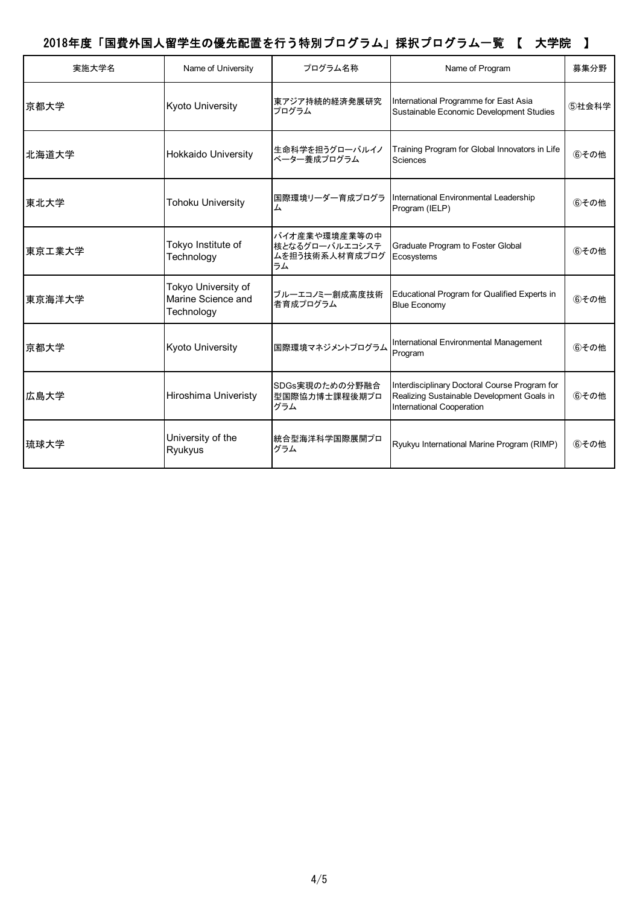# 2018年度「国費外国人留学生の優先配置を行う特別プログラム」採択プログラム一覧 【 大学院 】

| 実施大学名 | Name of University | プログラム名称 | Name of Program | 募集分野 |
|---|---|---|---|---|
| 京都大学 | Kyoto University | 東アジア持続的経済発展研究プログラム | International Programme for East Asia Sustainable Economic Development Studies | ⑤社会科学 |
| 北海道大学 | Hokkaido University | 生命科学を担うグローバルイノベーター養成プログラム | Training Program for Global Innovators in Life Sciences | ⑥その他 |
| 東北大学 | Tohoku University | 国際環境リーダー育成プログラム | International Environmental Leadership Program (IELP) | ⑥その他 |
| 東京工業大学 | Tokyo Institute of Technology | バイオ産業や環境産業等の中核となるグローバルエコシステムを担う技術系人材育成プログラム | Graduate Program to Foster Global Ecosystems | ⑥その他 |
| 東京海洋大学 | Tokyo University of Marine Science and Technology | ブルーエコノミー創成高度技術者育成プログラム | Educational Program for Qualified Experts in Blue Economy | ⑥その他 |
| 京都大学 | Kyoto University | 国際環境マネジメントプログラム | International Environmental Management Program | ⑥その他 |
| 広島大学 | Hiroshima Univeristy | SDGs実現のための分野融合型国際協力博士課程後期プログラム | Interdisciplinary Doctoral Course Program for Realizing Sustainable Development Goals in International Cooperation | ⑥その他 |
| 琉球大学 | University of the Ryukyus | 統合型海洋科学国際展開プログラム | Ryukyu International Marine Program (RIMP) | ⑥その他 |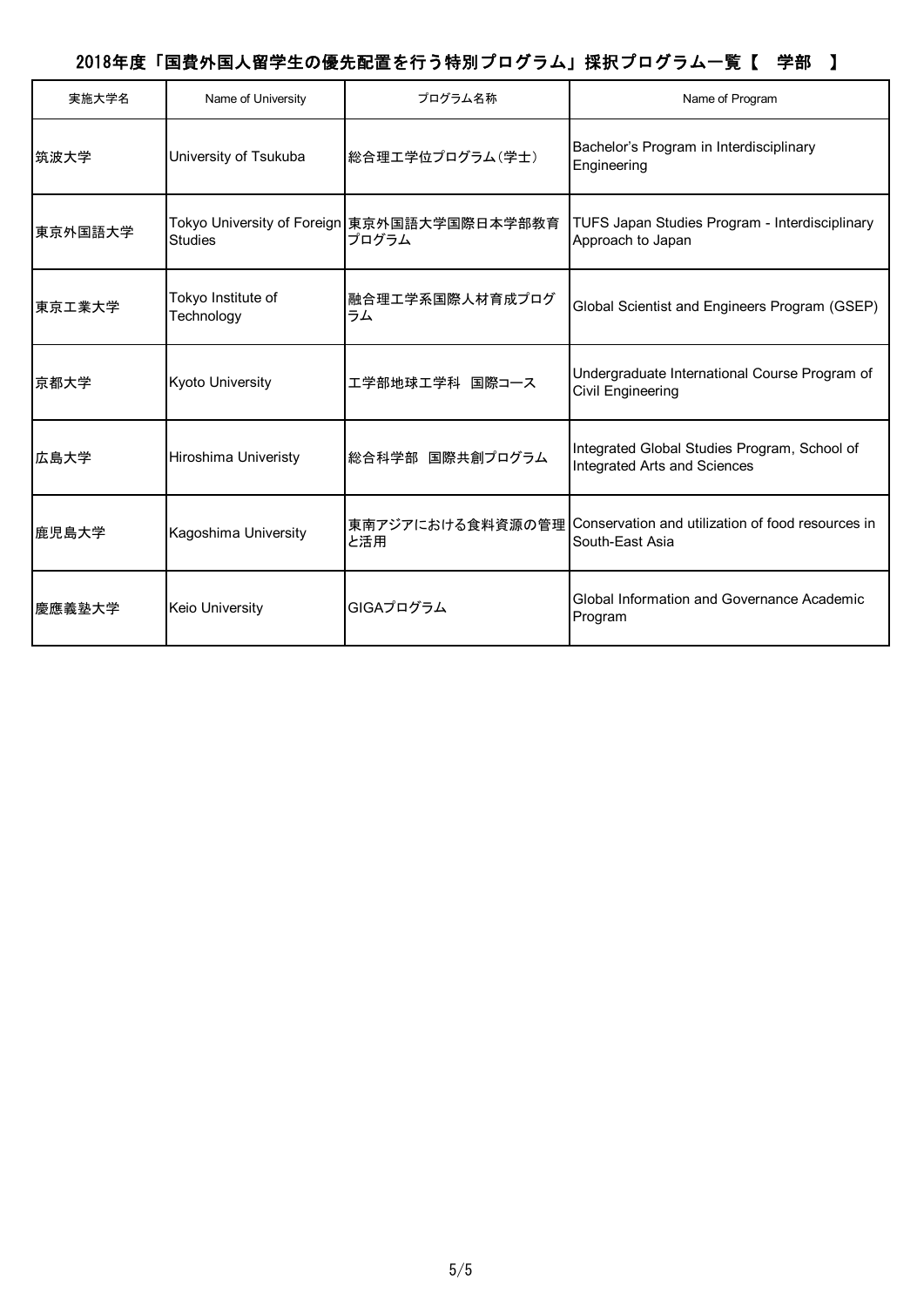# 2018年度「国費外国人留学生の優先配置を行う特別プログラム」採択プログラム一覧【　学部　】

| 実施大学名 | Name of University | プログラム名称 | Name of Program |
|---|---|---|---|
| 筑波大学 | University of Tsukuba | 総合理工学位プログラム(学士) | Bachelor's Program in Interdisciplinary Engineering |
| 東京外国語大学 | Tokyo University of Foreign Studies | 東京外国語大学国際日本学部教育プログラム | TUFS Japan Studies Program - Interdisciplinary Approach to Japan |
| 東京工業大学 | Tokyo Institute of Technology | 融合理工学系国際人材育成プログラム | Global Scientist and Engineers Program (GSEP) |
| 京都大学 | Kyoto University | 工学部地球工学科　国際コース | Undergraduate International Course Program of Civil Engineering |
| 広島大学 | Hiroshima Univeristy | 総合科学部　国際共創プログラム | Integrated Global Studies Program, School of Integrated Arts and Sciences |
| 鹿児島大学 | Kagoshima University | 東南アジアにおける食料資源の管理と活用 | Conservation and utilization of food resources in South-East Asia |
| 慶應義塾大学 | Keio University | GIGAプログラム | Global Information and Governance Academic Program |